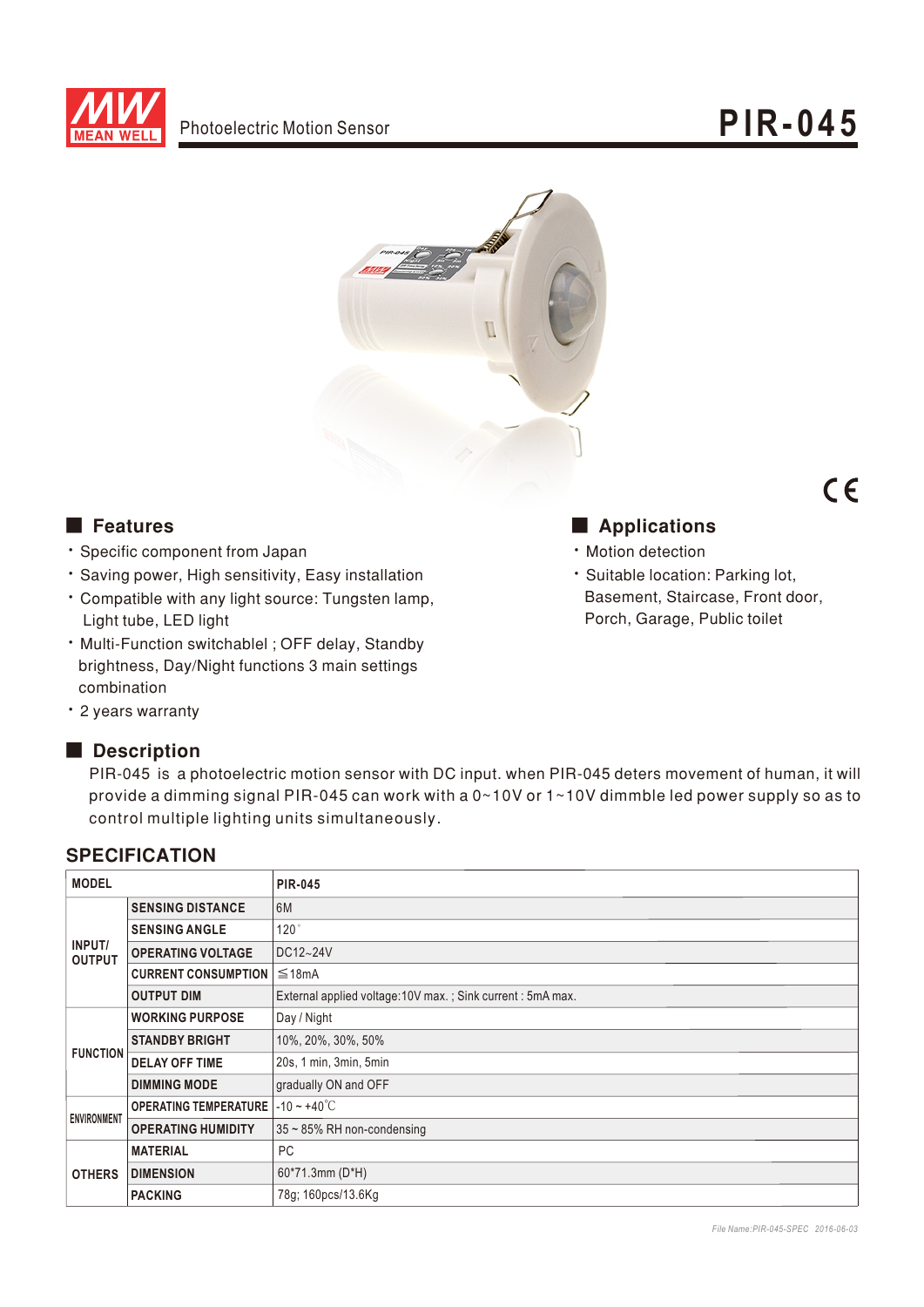# PIR-045

Photoelectric Motion Sensor

## Features

- Specific component from Japan
- Saving power, High sensitivity, Easy installation
- Compatible with any light source: Tungsten lamp, Light tube, LED light
- Multi-Function switchablel ; OFF delay, Standby brightness, Day/Night functions 3 main settings combination
- 2 years warranty

## Applications

- Motion detection
- Suitable location: Parking lot, Basement, Staircase, Front door, Porch, Garage, Public toilet

## Description

PIR-045 is a photoelectric motion sensor with DC input. when PIR-045 deters movement of human, it will provide a dimming signal PIR-045 can work with a 0~10V or 1~10V dimmble led power supply so as to control multiple lighting units simultaneously.

## SPECIFICATION

| MODEL | | PIR-045 |
|---|---|---|
| INPUT/ OUTPUT | SENSING DISTANCE | 6M |
| | SENSING ANGLE | 120° |
| | OPERATING VOLTAGE | DC12~24V |
| | CURRENT CONSUMPTION | ≦18mA |
| | OUTPUT DIM | External applied voltage:10V max. ; Sink current : 5mA max. |
| FUNCTION | WORKING PURPOSE | Day / Night |
| | STANDBY BRIGHT | 10%, 20%, 30%, 50% |
| | DELAY OFF TIME | 20s, 1 min, 3min, 5min |
| | DIMMING MODE | gradually ON and OFF |
| ENVIRONMENT | OPERATING TEMPERATURE | -10 ~ +40℃ |
| | OPERATING HUMIDITY | 35 ~ 85% RH non-condensing |
| OTHERS | MATERIAL | PC |
| | DIMENSION | 60*71.3mm (D*H) |
| | PACKING | 78g; 160pcs/13.6Kg |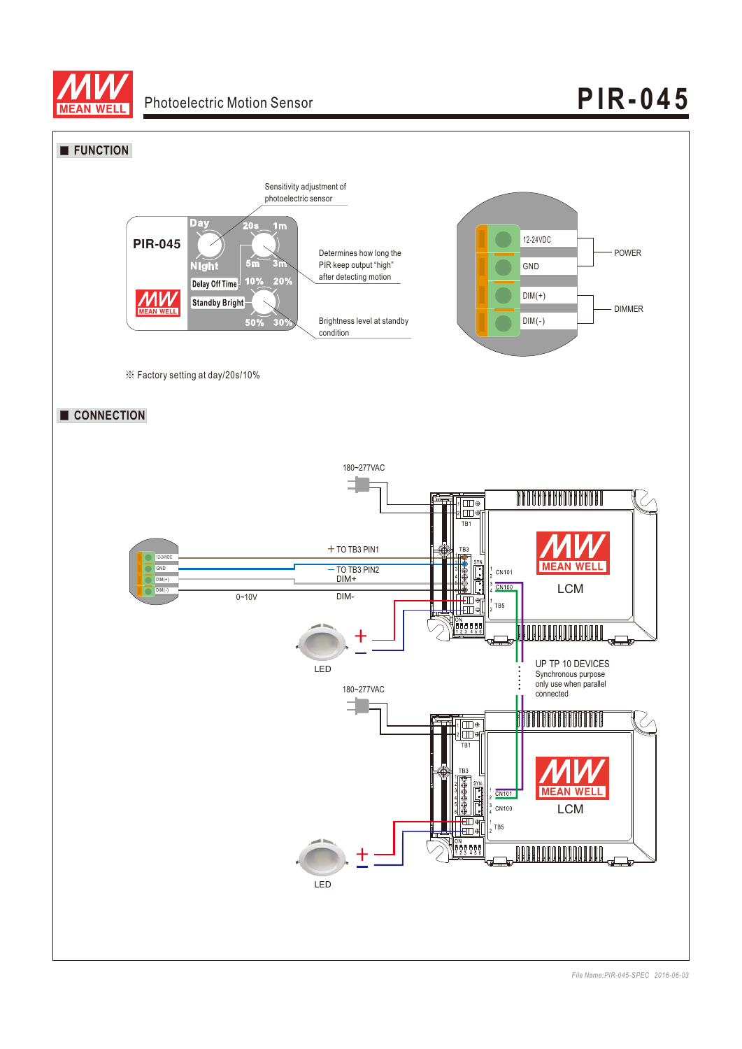## FUNCTION

PIR-045

Day / Night — Sensitivity adjustment of photoelectric sensor

Delay Off Time (20s, 1m, 5m, 3m) — Determines how long the PIR keep output "high" after detecting motion

Standby Bright (10%, 20%, 50%, 30%) — Brightness level at standby condition

12-24VDC, GND — POWER

DIM(+), DIM(-) — DIMMER

※ Factory setting at day/20s/10%

## CONNECTION

180~277VAC

+ TO TB3 PIN1

– TO TB3 PIN2

DIM+

DIM-

0~10V

TB1, TB3, SYN, CN101, CN100, TB5

LCM

LED

UP TP 10 DEVICES
Synchronous purpose only use when parallel connected

180~277VAC

LCM

LED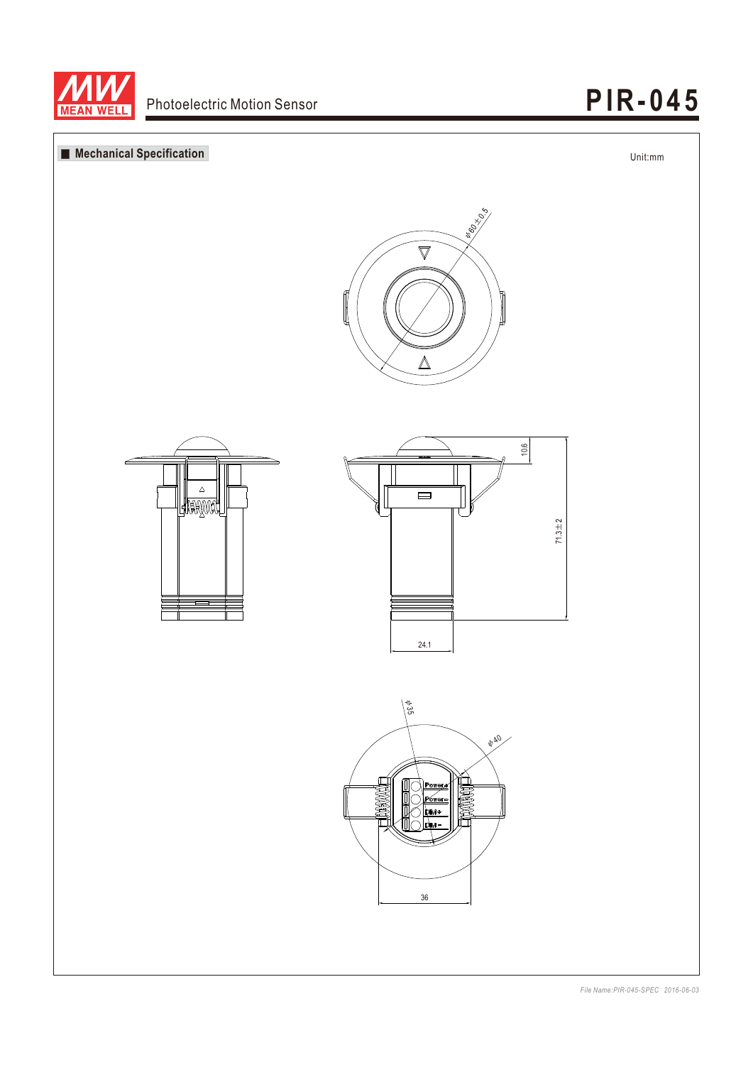## Mechanical Specification

Unit:mm

φ60±0.5

10.6

71.3±2

24.1

φ35

φ40

Power+

Power−

DIM+

DIM−

36

*File Name:PIR-045-SPEC 2016-06-03*